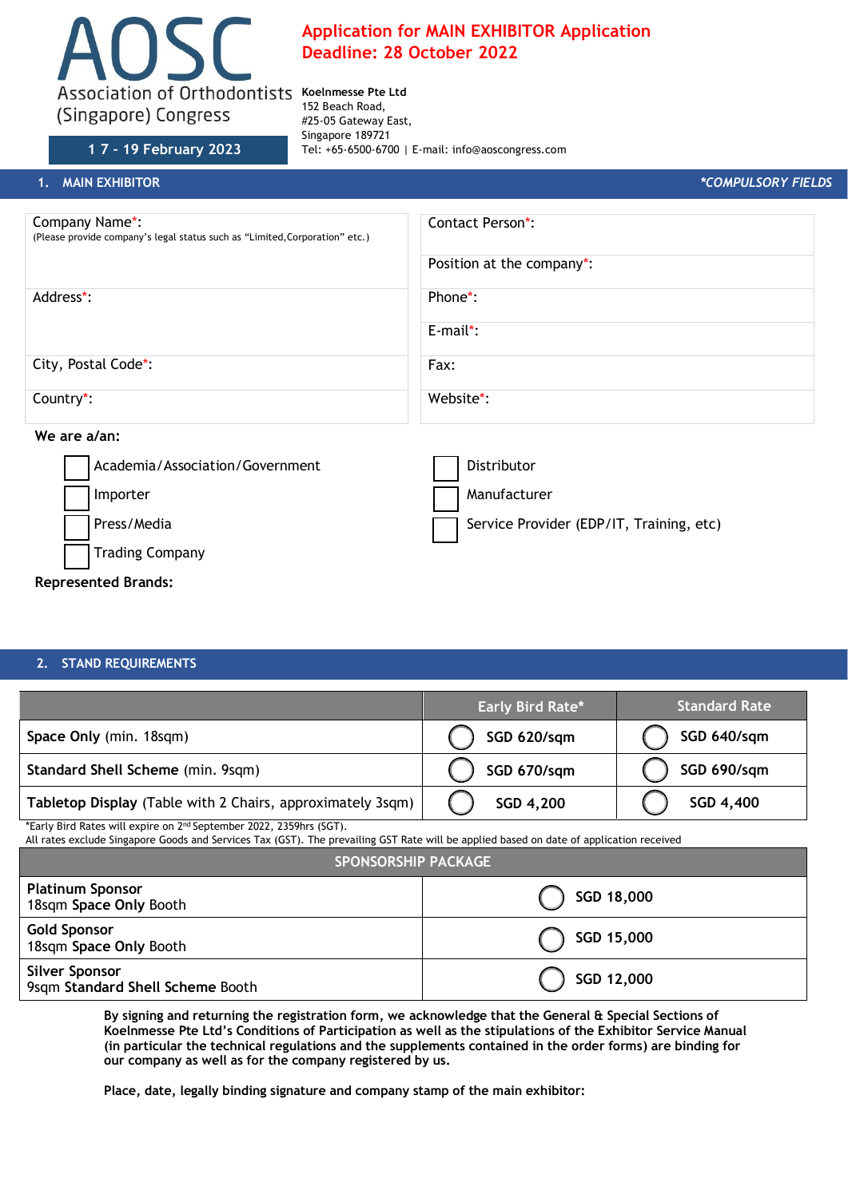# AOSC

Association of Orthodontists (Singapore) Congress

17 - 19 February 2023

## Application for MAIN EXHIBITOR Application
## Deadline: 28 October 2022

**Koelnmesse Pte Ltd**
152 Beach Road,
#25-05 Gateway East,
Singapore 189721
Tel: +65-6500-6700 | E-mail: info@aoscongress.com

## 1. MAIN EXHIBITOR

*\*COMPULSORY FIELDS*

| | |
|---|---|
| Company Name*: (Please provide company's legal status such as "Limited,Corporation" etc.) | Contact Person*: |
| | Position at the company*: |
| Address*: | Phone*: |
| | E-mail*: |
| City, Postal Code*: | Fax: |
| Country*: | Website*: |

**We are a/an:**

- ☐ Academia/Association/Government
- ☐ Importer
- ☐ Press/Media
- ☐ Trading Company
- ☐ Distributor
- ☐ Manufacturer
- ☐ Service Provider (EDP/IT, Training, etc)

**Represented Brands:**

## 2. STAND REQUIREMENTS

| | Early Bird Rate* | Standard Rate |
|---|---|---|
| **Space Only** (min. 18sqm) | ◯ SGD 620/sqm | ◯ SGD 640/sqm |
| **Standard Shell Scheme** (min. 9sqm) | ◯ SGD 670/sqm | ◯ SGD 690/sqm |
| **Tabletop Display** (Table with 2 Chairs, approximately 3sqm) | ◯ SGD 4,200 | ◯ SGD 4,400 |

*Early Bird Rates will expire on 2nd September 2022, 2359hrs (SGT).
All rates exclude Singapore Goods and Services Tax (GST). The prevailing GST Rate will be applied based on date of application received

| SPONSORSHIP PACKAGE | |
|---|---|
| **Platinum Sponsor** 18sqm **Space Only** Booth | ◯ SGD 18,000 |
| **Gold Sponsor** 18sqm **Space Only** Booth | ◯ SGD 15,000 |
| **Silver Sponsor** 9sqm **Standard Shell Scheme** Booth | ◯ SGD 12,000 |

**By signing and returning the registration form, we acknowledge that the General & Special Sections of Koelnmesse Pte Ltd's Conditions of Participation as well as the stipulations of the Exhibitor Service Manual (in particular the technical regulations and the supplements contained in the order forms) are binding for our company as well as for the company registered by us.**

**Place, date, legally binding signature and company stamp of the main exhibitor:**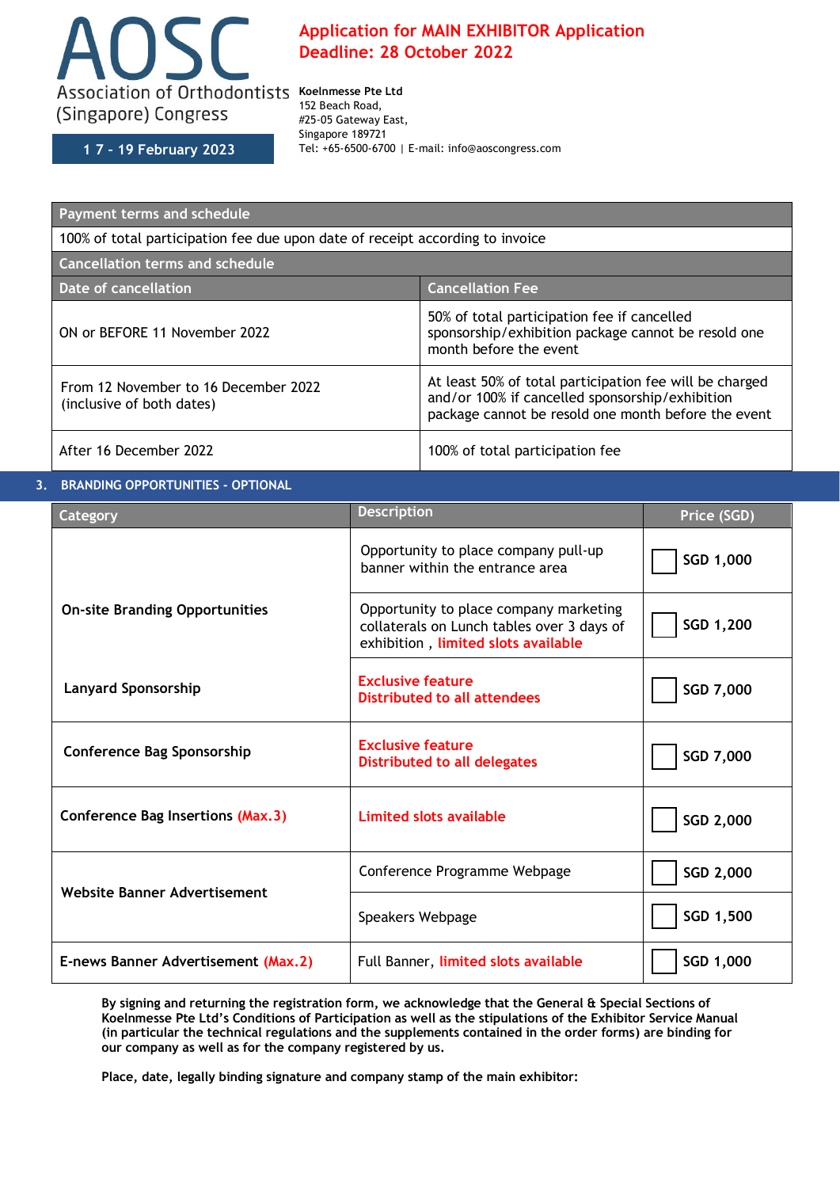# AOSC

Association of Orthodontists (Singapore) Congress

17 - 19 February 2023

**Application for MAIN EXHIBITOR Application Deadline: 28 October 2022**

**Koelnmesse Pte Ltd**
152 Beach Road,
#25-05 Gateway East,
Singapore 189721
Tel: +65-6500-6700 | E-mail: info@aoscongress.com

| Payment terms and schedule | |
|---|---|
| 100% of total participation fee due upon date of receipt according to invoice | |
| **Cancellation terms and schedule** | |
| **Date of cancellation** | **Cancellation Fee** |
| ON or BEFORE 11 November 2022 | 50% of total participation fee if cancelled sponsorship/exhibition package cannot be resold one month before the event |
| From 12 November to 16 December 2022 (inclusive of both dates) | At least 50% of total participation fee will be charged and/or 100% if cancelled sponsorship/exhibition package cannot be resold one month before the event |
| After 16 December 2022 | 100% of total participation fee |

## 3. BRANDING OPPORTUNITIES - OPTIONAL

| Category | Description | Price (SGD) |
|---|---|---|
| **On-site Branding Opportunities** | Opportunity to place company pull-up banner within the entrance area | ☐ SGD 1,000 |
| | Opportunity to place company marketing collaterals on Lunch tables over 3 days of exhibition , limited slots available | ☐ SGD 1,200 |
| **Lanyard Sponsorship** | Exclusive feature<br>Distributed to all attendees | ☐ SGD 7,000 |
| **Conference Bag Sponsorship** | Exclusive feature<br>Distributed to all delegates | ☐ SGD 7,000 |
| **Conference Bag Insertions (Max.3)** | Limited slots available | ☐ SGD 2,000 |
| **Website Banner Advertisement** | Conference Programme Webpage | ☐ SGD 2,000 |
| | Speakers Webpage | ☐ SGD 1,500 |
| **E-news Banner Advertisement (Max.2)** | Full Banner, limited slots available | ☐ SGD 1,000 |

**By signing and returning the registration form, we acknowledge that the General & Special Sections of Koelnmesse Pte Ltd's Conditions of Participation as well as the stipulations of the Exhibitor Service Manual (in particular the technical regulations and the supplements contained in the order forms) are binding for our company as well as for the company registered by us.**

**Place, date, legally binding signature and company stamp of the main exhibitor:**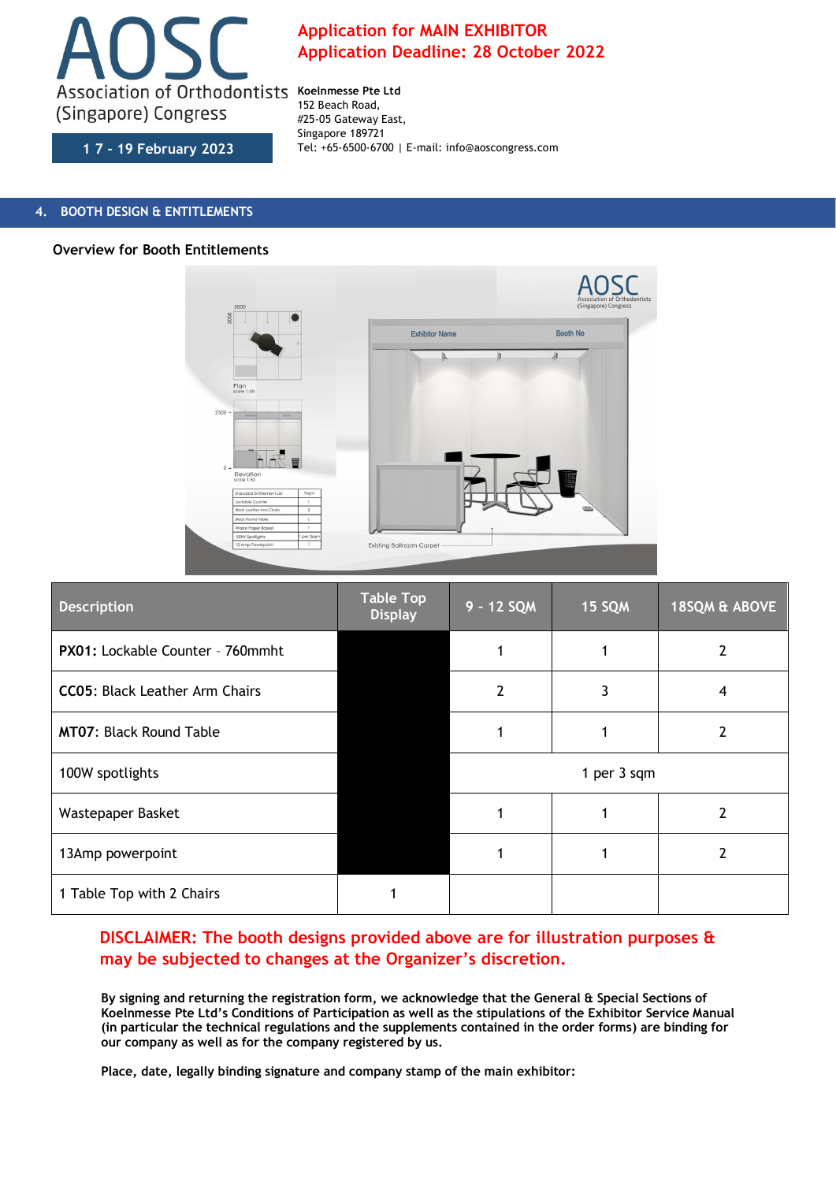AOSC
Association of Orthodontists (Singapore) Congress

17 - 19 February 2023

**Application for MAIN EXHIBITOR**
**Application Deadline: 28 October 2022**

**Koelnmesse Pte Ltd**
152 Beach Road,
#25-05 Gateway East,
Singapore 189721
Tel: +65-6500-6700 | E-mail: info@aoscongress.com

## 4. BOOTH DESIGN & ENTITLEMENTS

### Overview for Booth Entitlements

| Description | Table Top Display | 9 - 12 SQM | 15 SQM | 18SQM & ABOVE |
|---|---|---|---|---|
| **PX01:** Lockable Counter - 760mmht | | 1 | 1 | 2 |
| **CC05**: Black Leather Arm Chairs | | 2 | 3 | 4 |
| **MT07**: Black Round Table | | 1 | 1 | 2 |
| 100W spotlights | | 1 per 3 sqm | | |
| Wastepaper Basket | | 1 | 1 | 2 |
| 13Amp powerpoint | | 1 | 1 | 2 |
| 1 Table Top with 2 Chairs | 1 | | | |

**DISCLAIMER: The booth designs provided above are for illustration purposes & may be subjected to changes at the Organizer's discretion.**

**By signing and returning the registration form, we acknowledge that the General & Special Sections of Koelnmesse Pte Ltd's Conditions of Participation as well as the stipulations of the Exhibitor Service Manual (in particular the technical regulations and the supplements contained in the order forms) are binding for our company as well as for the company registered by us.**

**Place, date, legally binding signature and company stamp of the main exhibitor:**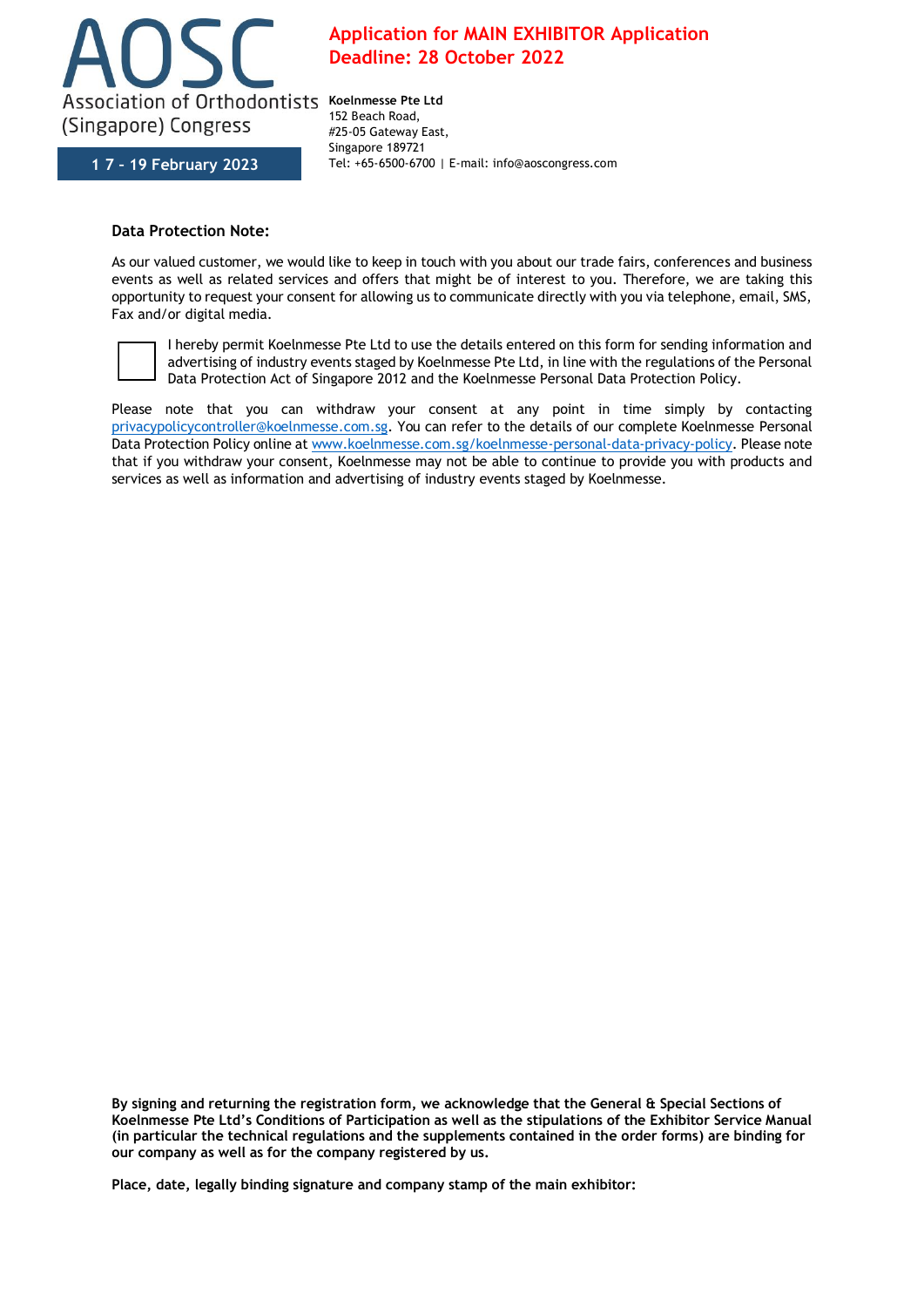AOSC

Association of Orthodontists (Singapore) Congress

17 - 19 February 2023

**Application for MAIN EXHIBITOR Application Deadline: 28 October 2022**

**Koelnmesse Pte Ltd**
152 Beach Road,
#25-05 Gateway East,
Singapore 189721
Tel: +65-6500-6700 | E-mail: info@aoscongress.com

**Data Protection Note:**

As our valued customer, we would like to keep in touch with you about our trade fairs, conferences and business events as well as related services and offers that might be of interest to you. Therefore, we are taking this opportunity to request your consent for allowing us to communicate directly with you via telephone, email, SMS, Fax and/or digital media.

☐ I hereby permit Koelnmesse Pte Ltd to use the details entered on this form for sending information and advertising of industry events staged by Koelnmesse Pte Ltd, in line with the regulations of the Personal Data Protection Act of Singapore 2012 and the Koelnmesse Personal Data Protection Policy.

Please note that you can withdraw your consent at any point in time simply by contacting privacypolicycontroller@koelnmesse.com.sg. You can refer to the details of our complete Koelnmesse Personal Data Protection Policy online at www.koelnmesse.com.sg/koelnmesse-personal-data-privacy-policy. Please note that if you withdraw your consent, Koelnmesse may not be able to continue to provide you with products and services as well as information and advertising of industry events staged by Koelnmesse.

**By signing and returning the registration form, we acknowledge that the General & Special Sections of Koelnmesse Pte Ltd's Conditions of Participation as well as the stipulations of the Exhibitor Service Manual (in particular the technical regulations and the supplements contained in the order forms) are binding for our company as well as for the company registered by us.**

**Place, date, legally binding signature and company stamp of the main exhibitor:**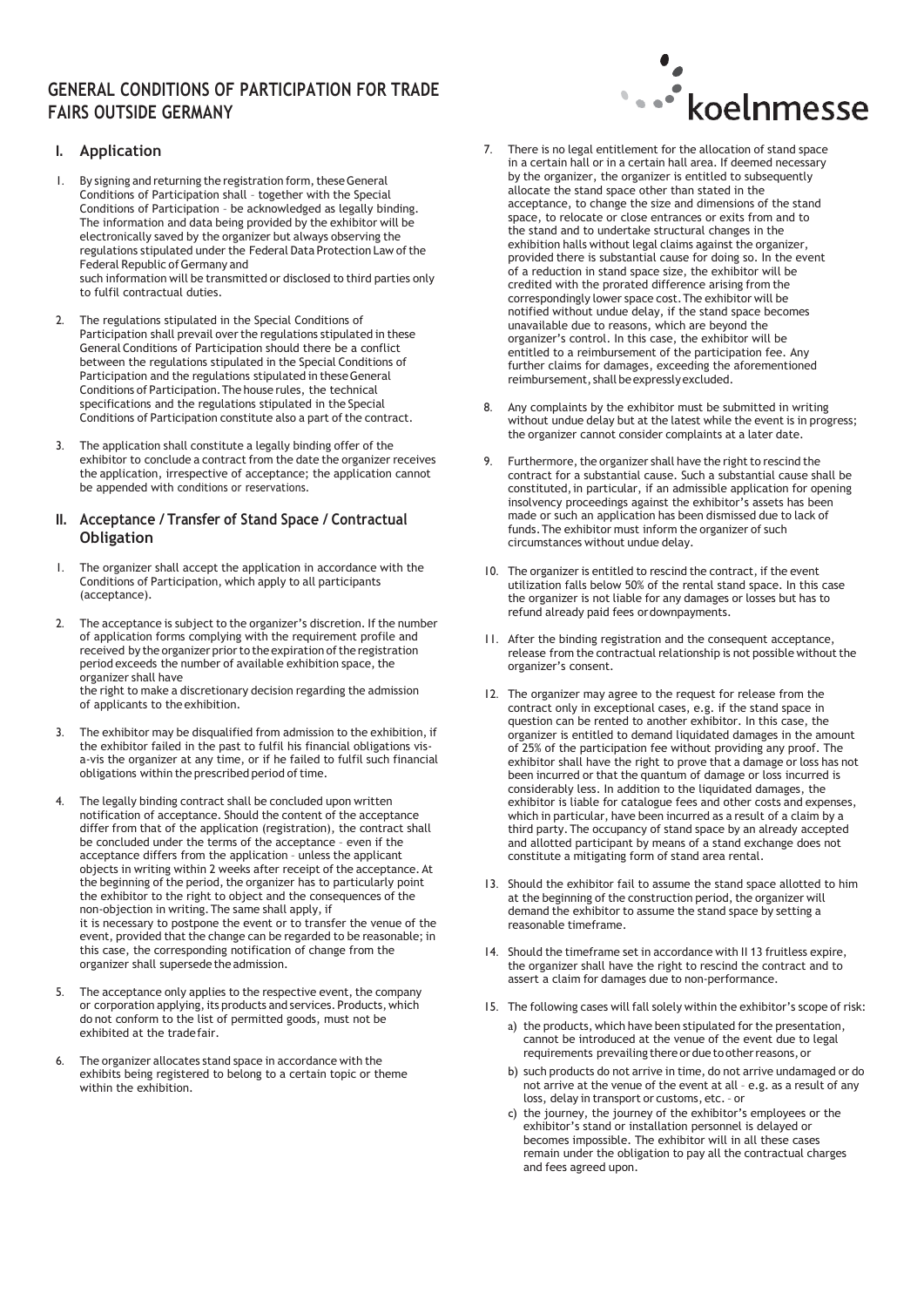# GENERAL CONDITIONS OF PARTICIPATION FOR TRADE FAIRS OUTSIDE GERMANY

koelnmesse

## I. Application

1. By signing and returning the registration form, these General Conditions of Participation shall – together with the Special Conditions of Participation – be acknowledged as legally binding. The information and data being provided by the exhibitor will be electronically saved by the organizer but always observing the regulations stipulated under the Federal Data Protection Law of the Federal Republic of Germany and such information will be transmitted or disclosed to third parties only to fulfil contractual duties.

2. The regulations stipulated in the Special Conditions of Participation shall prevail over the regulations stipulated in these General Conditions of Participation should there be a conflict between the regulations stipulated in the Special Conditions of Participation and the regulations stipulated in these General Conditions of Participation. The house rules, the technical specifications and the regulations stipulated in the Special Conditions of Participation constitute also a part of the contract.

3. The application shall constitute a legally binding offer of the exhibitor to conclude a contract from the date the organizer receives the application, irrespective of acceptance; the application cannot be appended with conditions or reservations.

## II. Acceptance / Transfer of Stand Space / Contractual Obligation

1. The organizer shall accept the application in accordance with the Conditions of Participation, which apply to all participants (acceptance).

2. The acceptance is subject to the organizer's discretion. If the number of application forms complying with the requirement profile and received by the organizer prior to the expiration of the registration period exceeds the number of available exhibition space, the organizer shall have the right to make a discretionary decision regarding the admission of applicants to the exhibition.

3. The exhibitor may be disqualified from admission to the exhibition, if the exhibitor failed in the past to fulfil his financial obligations vis-a-vis the organizer at any time, or if he failed to fulfil such financial obligations within the prescribed period of time.

4. The legally binding contract shall be concluded upon written notification of acceptance. Should the content of the acceptance differ from that of the application (registration), the contract shall be concluded under the terms of the acceptance – even if the acceptance differs from the application – unless the applicant objects in writing within 2 weeks after receipt of the acceptance. At the beginning of the period, the organizer has to particularly point the exhibitor to the right to object and the consequences of the non-objection in writing. The same shall apply, if it is necessary to postpone the event or to transfer the venue of the event, provided that the change can be regarded to be reasonable; in this case, the corresponding notification of change from the organizer shall supersede the admission.

5. The acceptance only applies to the respective event, the company or corporation applying, its products and services. Products, which do not conform to the list of permitted goods, must not be exhibited at the trade fair.

6. The organizer allocates stand space in accordance with the exhibits being registered to belong to a certain topic or theme within the exhibition.

7. There is no legal entitlement for the allocation of stand space in a certain hall or in a certain hall area. If deemed necessary by the organizer, the organizer is entitled to subsequently allocate the stand space other than stated in the acceptance, to change the size and dimensions of the stand space, to relocate or close entrances or exits from and to the stand and to undertake structural changes in the exhibition halls without legal claims against the organizer, provided there is substantial cause for doing so. In the event of a reduction in stand space size, the exhibitor will be credited with the prorated difference arising from the correspondingly lower space cost. The exhibitor will be notified without undue delay, if the stand space becomes unavailable due to reasons, which are beyond the organizer's control. In this case, the exhibitor will be entitled to a reimbursement of the participation fee. Any further claims for damages, exceeding the aforementioned reimbursement, shall be expressly excluded.

8. Any complaints by the exhibitor must be submitted in writing without undue delay but at the latest while the event is in progress; the organizer cannot consider complaints at a later date.

9. Furthermore, the organizer shall have the right to rescind the contract for a substantial cause. Such a substantial cause shall be constituted, in particular, if an admissible application for opening insolvency proceedings against the exhibitor's assets has been made or such an application has been dismissed due to lack of funds. The exhibitor must inform the organizer of such circumstances without undue delay.

10. The organizer is entitled to rescind the contract, if the event utilization falls below 50% of the rental stand space. In this case the organizer is not liable for any damages or losses but has to refund already paid fees or downpayments.

11. After the binding registration and the consequent acceptance, release from the contractual relationship is not possible without the organizer's consent.

12. The organizer may agree to the request for release from the contract only in exceptional cases, e.g. if the stand space in question can be rented to another exhibitor. In this case, the organizer is entitled to demand liquidated damages in the amount of 25% of the participation fee without providing any proof. The exhibitor shall have the right to prove that a damage or loss has not been incurred or that the quantum of damage or loss incurred is considerably less. In addition to the liquidated damages, the exhibitor is liable for catalogue fees and other costs and expenses, which in particular, have been incurred as a result of a claim by a third party. The occupancy of stand space by an already accepted and allotted participant by means of a stand exchange does not constitute a mitigating form of stand area rental.

13. Should the exhibitor fail to assume the stand space allotted to him at the beginning of the construction period, the organizer will demand the exhibitor to assume the stand space by setting a reasonable timeframe.

14. Should the timeframe set in accordance with II 13 fruitless expire, the organizer shall have the right to rescind the contract and to assert a claim for damages due to non-performance.

15. The following cases will fall solely within the exhibitor's scope of risk:
    a) the products, which have been stipulated for the presentation, cannot be introduced at the venue of the event due to legal requirements prevailing there or due to other reasons, or
    b) such products do not arrive in time, do not arrive undamaged or do not arrive at the venue of the event at all – e.g. as a result of any loss, delay in transport or customs, etc. – or
    c) the journey, the journey of the exhibitor's employees or the exhibitor's stand or installation personnel is delayed or becomes impossible. The exhibitor will in all these cases remain under the obligation to pay all the contractual charges and fees agreed upon.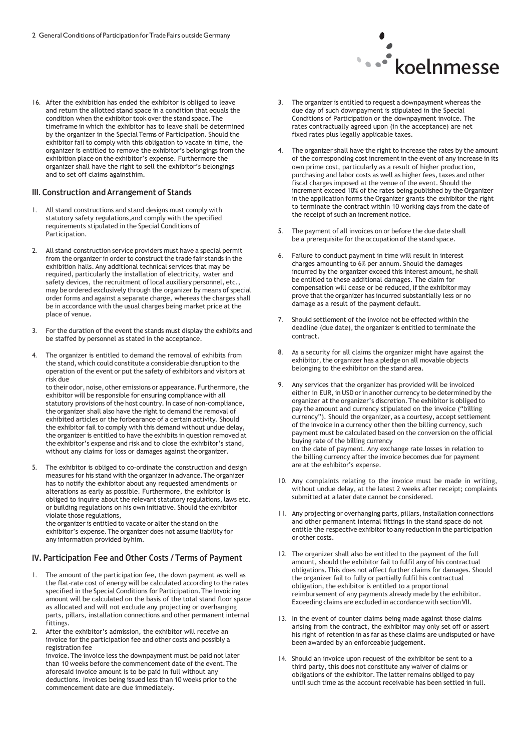16. After the exhibition has ended the exhibitor is obliged to leave and return the allotted stand space in a condition that equals the condition when the exhibitor took over the stand space. The timeframe in which the exhibitor has to leave shall be determined by the organizer in the Special Terms of Participation. Should the exhibitor fail to comply with this obligation to vacate in time, the organizer is entitled to remove the exhibitor's belongings from the exhibition place on the exhibitor's expense. Furthermore the organizer shall have the right to sell the exhibitor's belongings and to set off claims against him.

## III. Construction and Arrangement of Stands

1. All stand constructions and stand designs must comply with statutory safety regulations, and comply with the specified requirements stipulated in the Special Conditions of Participation.

2. All stand construction service providers must have a special permit from the organizer in order to construct the trade fair stands in the exhibition halls. Any additional technical services that may be required, particularly the installation of electricity, water and safety devices, the recruitment of local auxiliary personnel, etc., may be ordered exclusively through the organizer by means of special order forms and against a separate charge, whereas the charges shall be in accordance with the usual charges being market price at the place of venue.

3. For the duration of the event the stands must display the exhibits and be staffed by personnel as stated in the acceptance.

4. The organizer is entitled to demand the removal of exhibits from the stand, which could constitute a considerable disruption to the operation of the event or put the safety of exhibitors and visitors at risk due to their odor, noise, other emissions or appearance. Furthermore, the exhibitor will be responsible for ensuring compliance with all statutory provisions of the host country. In case of non-compliance, the organizer shall also have the right to demand the removal of exhibited articles or the forbearance of a certain activity. Should the exhibitor fail to comply with this demand without undue delay, the organizer is entitled to have the exhibits in question removed at the exhibitor's expense and risk and to close the exhibitor's stand, without any claims for loss or damages against the organizer.

5. The exhibitor is obliged to co-ordinate the construction and design measures for his stand with the organizer in advance. The organizer has to notify the exhibitor about any requested amendments or alterations as early as possible. Furthermore, the exhibitor is obliged to inquire about the relevant statutory regulations, laws etc. or building regulations on his own initiative. Should the exhibitor violate those regulations, the organizer is entitled to vacate or alter the stand on the exhibitor's expense. The organizer does not assume liability for any information provided by him.

## IV. Participation Fee and Other Costs / Terms of Payment

1. The amount of the participation fee, the down payment as well as the flat-rate cost of energy will be calculated according to the rates specified in the Special Conditions for Participation. The Invoicing amount will be calculated on the basis of the total stand floor space as allocated and will not exclude any projecting or overhanging parts, pillars, installation connections and other permanent internal fittings.

2. After the exhibitor's admission, the exhibitor will receive an invoice for the participation fee and other costs and possibly a registration fee invoice. The invoice less the downpayment must be paid not later than 10 weeks before the commencement date of the event. The aforesaid invoice amount is to be paid in full without any deductions. Invoices being issued less than 10 weeks prior to the commencement date are due immediately.

3. The organizer is entitled to request a downpayment whereas the due day of such downpayment is stipulated in the Special Conditions of Participation or the downpayment invoice. The rates contractually agreed upon (in the acceptance) are net fixed rates plus legally applicable taxes.

4. The organizer shall have the right to increase the rates by the amount of the corresponding cost increment in the event of any increase in its own prime cost, particularly as a result of higher production, purchasing and labor costs as well as higher fees, taxes and other fiscal charges imposed at the venue of the event. Should the increment exceed 10% of the rates being published by the Organizer in the application forms the Organizer grants the exhibitor the right to terminate the contract within 10 working days from the date of the receipt of such an increment notice.

5. The payment of all invoices on or before the due date shall be a prerequisite for the occupation of the stand space.

6. Failure to conduct payment in time will result in interest charges amounting to 6% per annum. Should the damages incurred by the organizer exceed this interest amount, he shall be entitled to these additional damages. The claim for compensation will cease or be reduced, if the exhibitor may prove that the organizer has incurred substantially less or no damage as a result of the payment default.

7. Should settlement of the invoice not be effected within the deadline (due date), the organizer is entitled to terminate the contract.

8. As a security for all claims the organizer might have against the exhibitor, the organizer has a pledge on all movable objects belonging to the exhibitor on the stand area.

9. Any services that the organizer has provided will be invoiced either in EUR, in USD or in another currency to be determined by the organizer at the organizer's discretion. The exhibitor is obliged to pay the amount and currency stipulated on the invoice ("billing currency"). Should the organizer, as a courtesy, accept settlement of the invoice in a currency other then the billing currency, such payment must be calculated based on the conversion on the official buying rate of the billing currency on the date of payment. Any exchange rate losses in relation to the billing currency after the invoice becomes due for payment are at the exhibitor's expense.

10. Any complaints relating to the invoice must be made in writing, without undue delay, at the latest 2 weeks after receipt; complaints submitted at a later date cannot be considered.

11. Any projecting or overhanging parts, pillars, installation connections and other permanent internal fittings in the stand space do not entitle the respective exhibitor to any reduction in the participation or other costs.

12. The organizer shall also be entitled to the payment of the full amount, should the exhibitor fail to fulfil any of his contractual obligations. This does not affect further claims for damages. Should the organizer fail to fully or partially fulfil his contractual obligation, the exhibitor is entitled to a proportional reimbursement of any payments already made by the exhibitor. Exceeding claims are excluded in accordance with section VII.

13. In the event of counter claims being made against those claims arising from the contract, the exhibitor may only set off or assert his right of retention in as far as these claims are undisputed or have been awarded by an enforceable judgement.

14. Should an invoice upon request of the exhibitor be sent to a third party, this does not constitute any waiver of claims or obligations of the exhibitor. The latter remains obliged to pay until such time as the account receivable has been settled in full.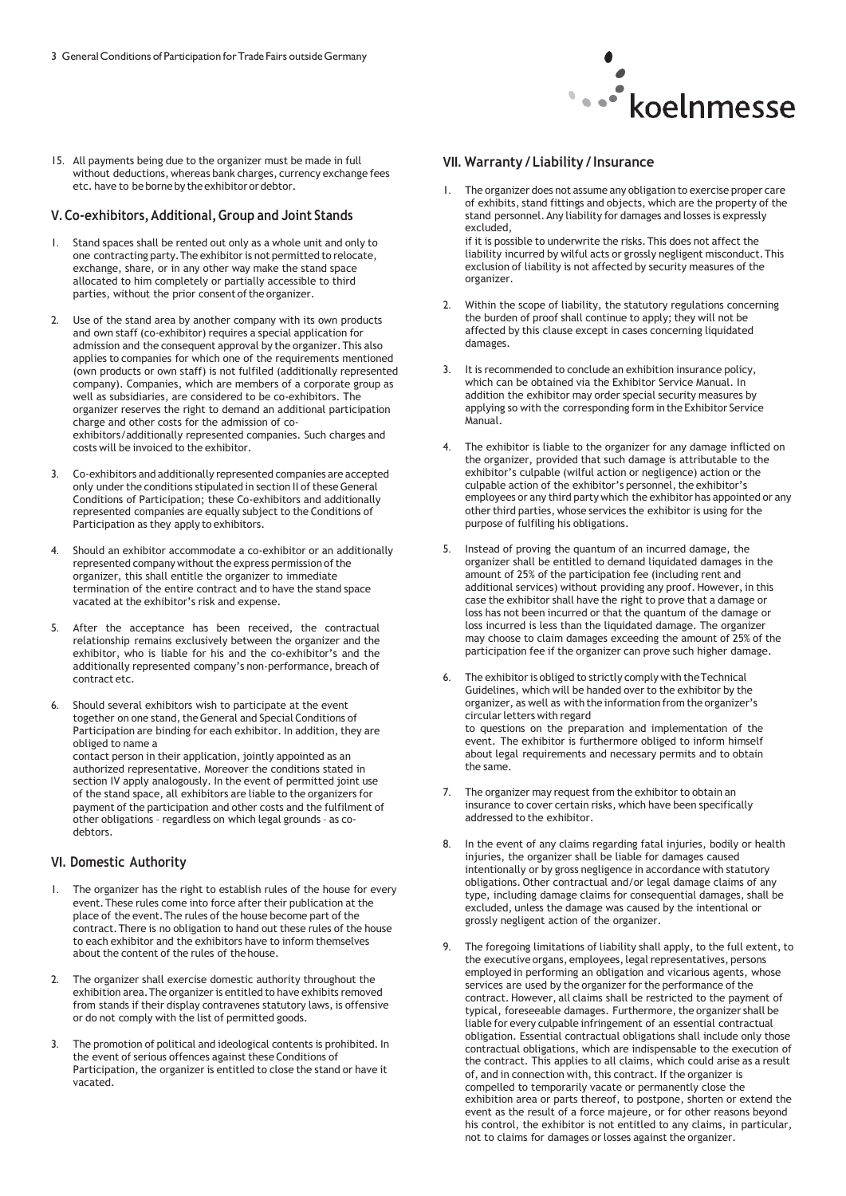15. All payments being due to the organizer must be made in full without deductions, whereas bank charges, currency exchange fees etc. have to be borne by the exhibitor or debtor.

## V. Co-exhibitors, Additional, Group and Joint Stands

1. Stand spaces shall be rented out only as a whole unit and only to one contracting party. The exhibitor is not permitted to relocate, exchange, share, or in any other way make the stand space allocated to him completely or partially accessible to third parties, without the prior consent of the organizer.

2. Use of the stand area by another company with its own products and own staff (co-exhibitor) requires a special application for admission and the consequent approval by the organizer. This also applies to companies for which one of the requirements mentioned (own products or own staff) is not fulfiled (additionally represented company). Companies, which are members of a corporate group as well as subsidiaries, are considered to be co-exhibitors. The organizer reserves the right to demand an additional participation charge and other costs for the admission of co-exhibitors/additionally represented companies. Such charges and costs will be invoiced to the exhibitor.

3. Co-exhibitors and additionally represented companies are accepted only under the conditions stipulated in section II of these General Conditions of Participation; these Co-exhibitors and additionally represented companies are equally subject to the Conditions of Participation as they apply to exhibitors.

4. Should an exhibitor accommodate a co-exhibitor or an additionally represented company without the express permission of the organizer, this shall entitle the organizer to immediate termination of the entire contract and to have the stand space vacated at the exhibitor's risk and expense.

5. After the acceptance has been received, the contractual relationship remains exclusively between the organizer and the exhibitor, who is liable for his and the co-exhibitor's and the additionally represented company's non-performance, breach of contract etc.

6. Should several exhibitors wish to participate at the event together on one stand, the General and Special Conditions of Participation are binding for each exhibitor. In addition, they are obliged to name a contact person in their application, jointly appointed as an authorized representative. Moreover the conditions stated in section IV apply analogously. In the event of permitted joint use of the stand space, all exhibitors are liable to the organizers for payment of the participation and other costs and the fulfilment of other obligations – regardless on which legal grounds – as co-debtors.

## VI. Domestic Authority

1. The organizer has the right to establish rules of the house for every event. These rules come into force after their publication at the place of the event. The rules of the house become part of the contract. There is no obligation to hand out these rules of the house to each exhibitor and the exhibitors have to inform themselves about the content of the rules of the house.

2. The organizer shall exercise domestic authority throughout the exhibition area. The organizer is entitled to have exhibits removed from stands if their display contravenes statutory laws, is offensive or do not comply with the list of permitted goods.

3. The promotion of political and ideological contents is prohibited. In the event of serious offences against these Conditions of Participation, the organizer is entitled to close the stand or have it vacated.

## VII. Warranty / Liability / Insurance

1. The organizer does not assume any obligation to exercise proper care of exhibits, stand fittings and objects, which are the property of the stand personnel. Any liability for damages and losses is expressly excluded, if it is possible to underwrite the risks. This does not affect the liability incurred by wilful acts or grossly negligent misconduct. This exclusion of liability is not affected by security measures of the organizer.

2. Within the scope of liability, the statutory regulations concerning the burden of proof shall continue to apply; they will not be affected by this clause except in cases concerning liquidated damages.

3. It is recommended to conclude an exhibition insurance policy, which can be obtained via the Exhibitor Service Manual. In addition the exhibitor may order special security measures by applying so with the corresponding form in the Exhibitor Service Manual.

4. The exhibitor is liable to the organizer for any damage inflicted on the organizer, provided that such damage is attributable to the exhibitor's culpable (wilful action or negligence) action or the culpable action of the exhibitor's personnel, the exhibitor's employees or any third party which the exhibitor has appointed or any other third parties, whose services the exhibitor is using for the purpose of fulfiling his obligations.

5. Instead of proving the quantum of an incurred damage, the organizer shall be entitled to demand liquidated damages in the amount of 25% of the participation fee (including rent and additional services) without providing any proof. However, in this case the exhibitor shall have the right to prove that a damage or loss has not been incurred or that the quantum of the damage or loss incurred is less than the liquidated damage. The organizer may choose to claim damages exceeding the amount of 25% of the participation fee if the organizer can prove such higher damage.

6. The exhibitor is obliged to strictly comply with the Technical Guidelines, which will be handed over to the exhibitor by the organizer, as well as with the information from the organizer's circular letters with regard to questions on the preparation and implementation of the event. The exhibitor is furthermore obliged to inform himself about legal requirements and necessary permits and to obtain the same.

7. The organizer may request from the exhibitor to obtain an insurance to cover certain risks, which have been specifically addressed to the exhibitor.

8. In the event of any claims regarding fatal injuries, bodily or health injuries, the organizer shall be liable for damages caused intentionally or by gross negligence in accordance with statutory obligations. Other contractual and/or legal damage claims of any type, including damage claims for consequential damages, shall be excluded, unless the damage was caused by the intentional or grossly negligent action of the organizer.

9. The foregoing limitations of liability shall apply, to the full extent, to the executive organs, employees, legal representatives, persons employed in performing an obligation and vicarious agents, whose services are used by the organizer for the performance of the contract. However, all claims shall be restricted to the payment of typical, foreseeable damages. Furthermore, the organizer shall be liable for every culpable infringement of an essential contractual obligation. Essential contractual obligations shall include only those contractual obligations, which are indispensable to the execution of the contract. This applies to all claims, which could arise as a result of, and in connection with, this contract. If the organizer is compelled to temporarily vacate or permanently close the exhibition area or parts thereof, to postpone, shorten or extend the event as the result of a force majeure, or for other reasons beyond his control, the exhibitor is not entitled to any claims, in particular, not to claims for damages or losses against the organizer.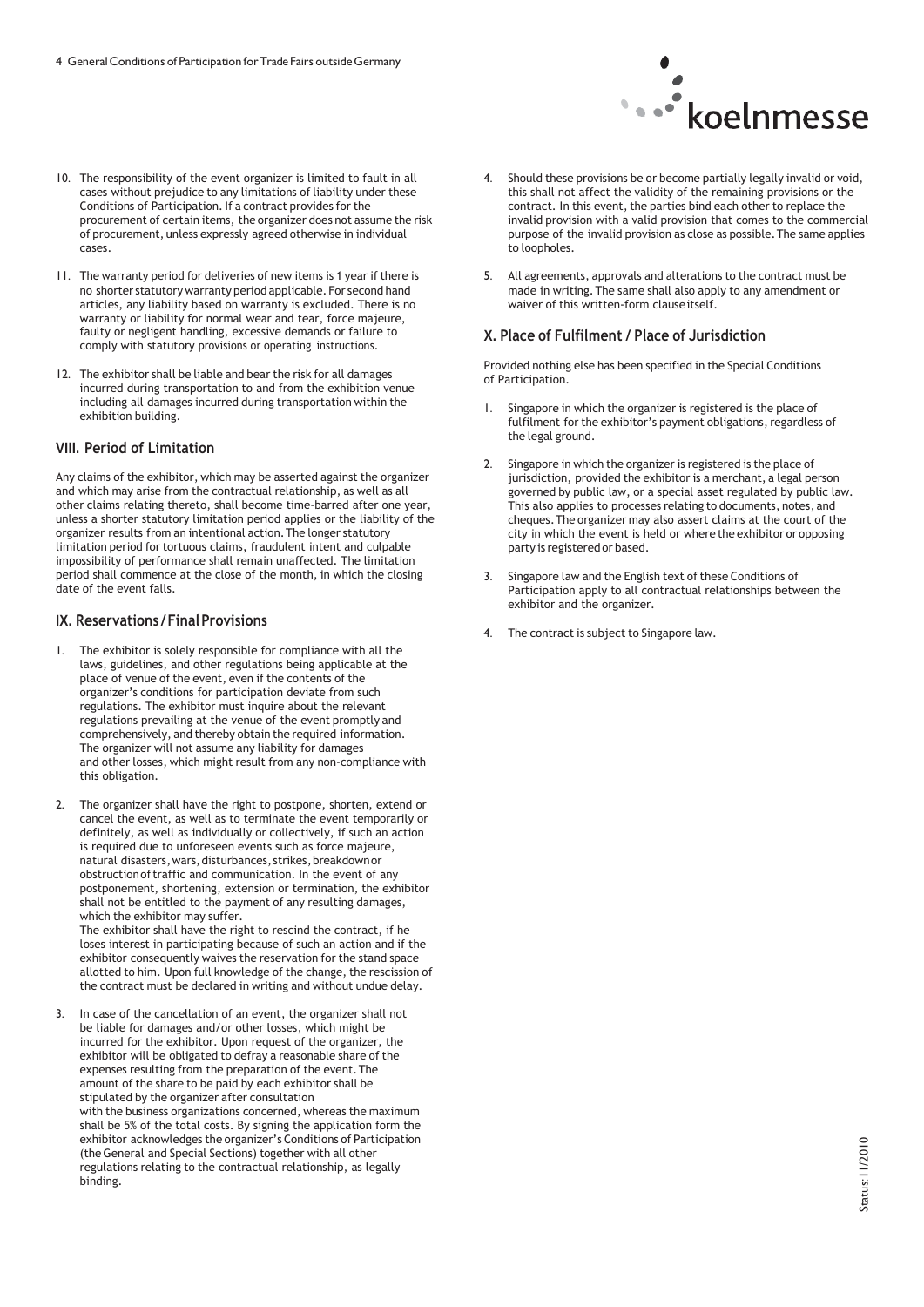10. The responsibility of the event organizer is limited to fault in all cases without prejudice to any limitations of liability under these Conditions of Participation. If a contract provides for the procurement of certain items, the organizer does not assume the risk of procurement, unless expressly agreed otherwise in individual cases.

11. The warranty period for deliveries of new items is 1 year if there is no shorter statutory warranty period applicable. For second hand articles, any liability based on warranty is excluded. There is no warranty or liability for normal wear and tear, force majeure, faulty or negligent handling, excessive demands or failure to comply with statutory provisions or operating instructions.

12. The exhibitor shall be liable and bear the risk for all damages incurred during transportation to and from the exhibition venue including all damages incurred during transportation within the exhibition building.

## VIII. Period of Limitation

Any claims of the exhibitor, which may be asserted against the organizer and which may arise from the contractual relationship, as well as all other claims relating thereto, shall become time-barred after one year, unless a shorter statutory limitation period applies or the liability of the organizer results from an intentional action. The longer statutory limitation period for tortuous claims, fraudulent intent and culpable impossibility of performance shall remain unaffected. The limitation period shall commence at the close of the month, in which the closing date of the event falls.

## IX. Reservations / Final Provisions

1. The exhibitor is solely responsible for compliance with all the laws, guidelines, and other regulations being applicable at the place of venue of the event, even if the contents of the organizer's conditions for participation deviate from such regulations. The exhibitor must inquire about the relevant regulations prevailing at the venue of the event promptly and comprehensively, and thereby obtain the required information. The organizer will not assume any liability for damages and other losses, which might result from any non-compliance with this obligation.

2. The organizer shall have the right to postpone, shorten, extend or cancel the event, as well as to terminate the event temporarily or definitely, as well as individually or collectively, if such an action is required due to unforeseen events such as force majeure, natural disasters, wars, disturbances, strikes, breakdown or obstruction of traffic and communication. In the event of any postponement, shortening, extension or termination, the exhibitor shall not be entitled to the payment of any resulting damages, which the exhibitor may suffer.
   The exhibitor shall have the right to rescind the contract, if he loses interest in participating because of such an action and if the exhibitor consequently waives the reservation for the stand space allotted to him. Upon full knowledge of the change, the rescission of the contract must be declared in writing and without undue delay.

3. In case of the cancellation of an event, the organizer shall not be liable for damages and/or other losses, which might be incurred for the exhibitor. Upon request of the organizer, the exhibitor will be obligated to defray a reasonable share of the expenses resulting from the preparation of the event. The amount of the share to be paid by each exhibitor shall be stipulated by the organizer after consultation with the business organizations concerned, whereas the maximum shall be 5% of the total costs. By signing the application form the exhibitor acknowledges the organizer's Conditions of Participation (the General and Special Sections) together with all other regulations relating to the contractual relationship, as legally binding.

4. Should these provisions be or become partially legally invalid or void, this shall not affect the validity of the remaining provisions or the contract. In this event, the parties bind each other to replace the invalid provision with a valid provision that comes to the commercial purpose of the invalid provision as close as possible. The same applies to loopholes.

5. All agreements, approvals and alterations to the contract must be made in writing. The same shall also apply to any amendment or waiver of this written-form clause itself.

## X. Place of Fulfilment / Place of Jurisdiction

Provided nothing else has been specified in the Special Conditions of Participation.

1. Singapore in which the organizer is registered is the place of fulfilment for the exhibitor's payment obligations, regardless of the legal ground.

2. Singapore in which the organizer is registered is the place of jurisdiction, provided the exhibitor is a merchant, a legal person governed by public law, or a special asset regulated by public law. This also applies to processes relating to documents, notes, and cheques. The organizer may also assert claims at the court of the city in which the event is held or where the exhibitor or opposing party is registered or based.

3. Singapore law and the English text of these Conditions of Participation apply to all contractual relationships between the exhibitor and the organizer.

4. The contract is subject to Singapore law.

Status: 11/2010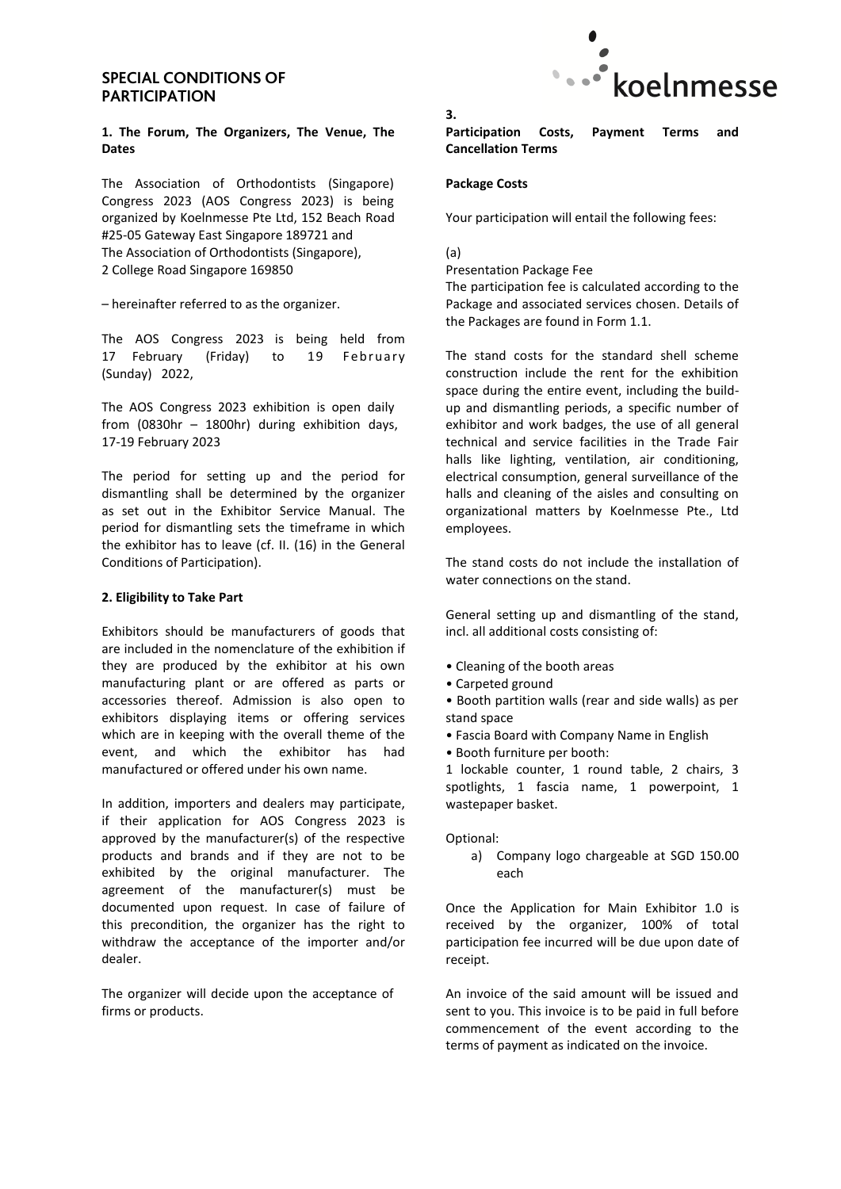# SPECIAL CONDITIONS OF PARTICIPATION

### 1. The Forum, The Organizers, The Venue, The Dates

The Association of Orthodontists (Singapore) Congress 2023 (AOS Congress 2023) is being organized by Koelnmesse Pte Ltd, 152 Beach Road #25-05 Gateway East Singapore 189721 and The Association of Orthodontists (Singapore), 2 College Road Singapore 169850

– hereinafter referred to as the organizer.

The AOS Congress 2023 is being held from 17 February (Friday) to 19 February (Sunday) 2022,

The AOS Congress 2023 exhibition is open daily from (0830hr – 1800hr) during exhibition days, 17-19 February 2023

The period for setting up and the period for dismantling shall be determined by the organizer as set out in the Exhibitor Service Manual. The period for dismantling sets the timeframe in which the exhibitor has to leave (cf. II. (16) in the General Conditions of Participation).

### 2. Eligibility to Take Part

Exhibitors should be manufacturers of goods that are included in the nomenclature of the exhibition if they are produced by the exhibitor at his own manufacturing plant or are offered as parts or accessories thereof. Admission is also open to exhibitors displaying items or offering services which are in keeping with the overall theme of the event, and which the exhibitor has had manufactured or offered under his own name.

In addition, importers and dealers may participate, if their application for AOS Congress 2023 is approved by the manufacturer(s) of the respective products and brands and if they are not to be exhibited by the original manufacturer. The agreement of the manufacturer(s) must be documented upon request. In case of failure of this precondition, the organizer has the right to withdraw the acceptance of the importer and/or dealer.

The organizer will decide upon the acceptance of firms or products.

### 3. Participation Costs, Payment Terms and Cancellation Terms

**Package Costs**

Your participation will entail the following fees:

(a)

Presentation Package Fee

The participation fee is calculated according to the Package and associated services chosen. Details of the Packages are found in Form 1.1.

The stand costs for the standard shell scheme construction include the rent for the exhibition space during the entire event, including the build-up and dismantling periods, a specific number of exhibitor and work badges, the use of all general technical and service facilities in the Trade Fair halls like lighting, ventilation, air conditioning, electrical consumption, general surveillance of the halls and cleaning of the aisles and consulting on organizational matters by Koelnmesse Pte., Ltd employees.

The stand costs do not include the installation of water connections on the stand.

General setting up and dismantling of the stand, incl. all additional costs consisting of:

- Cleaning of the booth areas
- Carpeted ground
- Booth partition walls (rear and side walls) as per stand space
- Fascia Board with Company Name in English
- Booth furniture per booth:

1 lockable counter, 1 round table, 2 chairs, 3 spotlights, 1 fascia name, 1 powerpoint, 1 wastepaper basket.

Optional:

a) Company logo chargeable at SGD 150.00 each

Once the Application for Main Exhibitor 1.0 is received by the organizer, 100% of total participation fee incurred will be due upon date of receipt.

An invoice of the said amount will be issued and sent to you. This invoice is to be paid in full before commencement of the event according to the terms of payment as indicated on the invoice.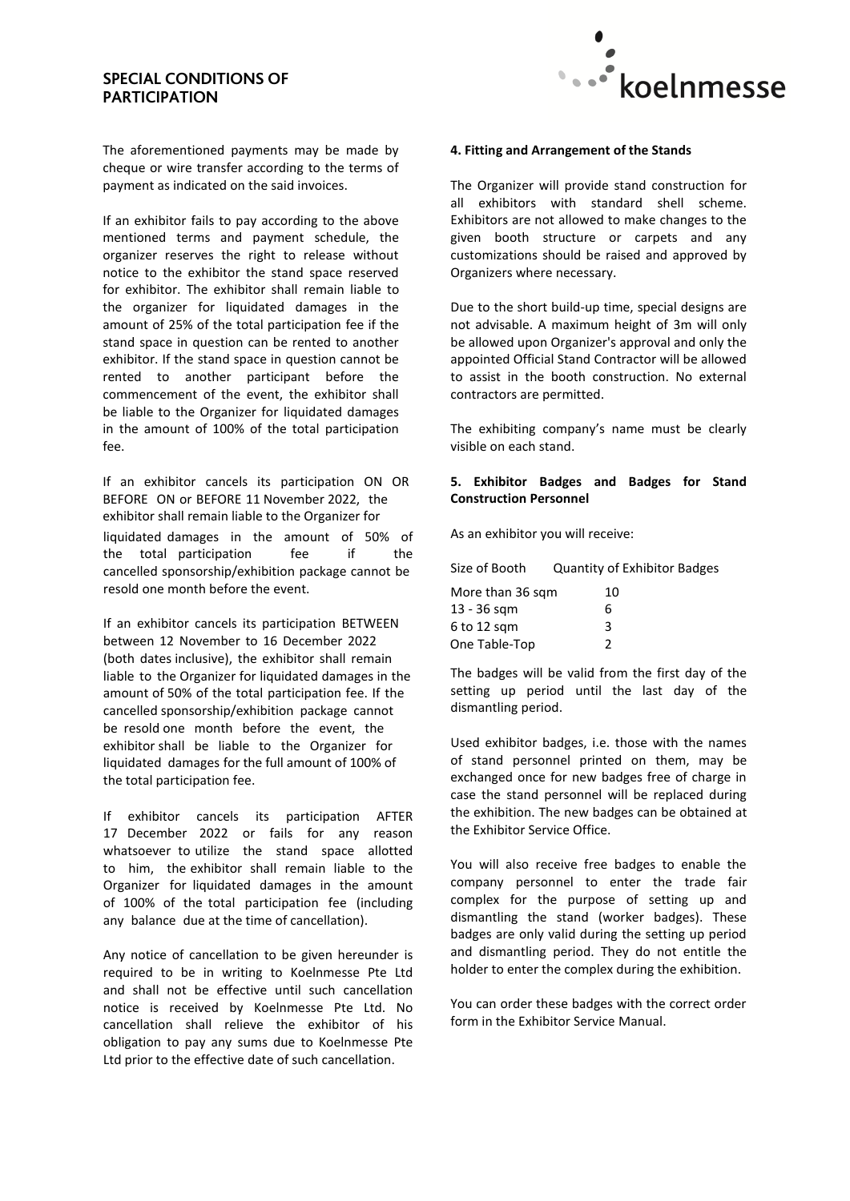The aforementioned payments may be made by cheque or wire transfer according to the terms of payment as indicated on the said invoices.

If an exhibitor fails to pay according to the above mentioned terms and payment schedule, the organizer reserves the right to release without notice to the exhibitor the stand space reserved for exhibitor. The exhibitor shall remain liable to the organizer for liquidated damages in the amount of 25% of the total participation fee if the stand space in question can be rented to another exhibitor. If the stand space in question cannot be rented to another participant before the commencement of the event, the exhibitor shall be liable to the Organizer for liquidated damages in the amount of 100% of the total participation fee.

If an exhibitor cancels its participation ON OR BEFORE ON or BEFORE 11 November 2022, the exhibitor shall remain liable to the Organizer for liquidated damages in the amount of 50% of the total participation fee if the cancelled sponsorship/exhibition package cannot be resold one month before the event.

If an exhibitor cancels its participation BETWEEN between 12 November to 16 December 2022 (both dates inclusive), the exhibitor shall remain liable to the Organizer for liquidated damages in the amount of 50% of the total participation fee. If the cancelled sponsorship/exhibition package cannot be resold one month before the event, the exhibitor shall be liable to the Organizer for liquidated damages for the full amount of 100% of the total participation fee.

If exhibitor cancels its participation AFTER 17 December 2022 or fails for any reason whatsoever to utilize the stand space allotted to him, the exhibitor shall remain liable to the Organizer for liquidated damages in the amount of 100% of the total participation fee (including any balance due at the time of cancellation).

Any notice of cancellation to be given hereunder is required to be in writing to Koelnmesse Pte Ltd and shall not be effective until such cancellation notice is received by Koelnmesse Pte Ltd. No cancellation shall relieve the exhibitor of his obligation to pay any sums due to Koelnmesse Pte Ltd prior to the effective date of such cancellation.

**4. Fitting and Arrangement of the Stands**

The Organizer will provide stand construction for all exhibitors with standard shell scheme. Exhibitors are not allowed to make changes to the given booth structure or carpets and any customizations should be raised and approved by Organizers where necessary.

Due to the short build-up time, special designs are not advisable. A maximum height of 3m will only be allowed upon Organizer's approval and only the appointed Official Stand Contractor will be allowed to assist in the booth construction. No external contractors are permitted.

The exhibiting company's name must be clearly visible on each stand.

**5. Exhibitor Badges and Badges for Stand Construction Personnel**

As an exhibitor you will receive:

| Size of Booth | Quantity of Exhibitor Badges |
| --- | --- |
| More than 36 sqm | 10 |
| 13 - 36 sqm | 6 |
| 6 to 12 sqm | 3 |
| One Table-Top | 2 |

The badges will be valid from the first day of the setting up period until the last day of the dismantling period.

Used exhibitor badges, i.e. those with the names of stand personnel printed on them, may be exchanged once for new badges free of charge in case the stand personnel will be replaced during the exhibition. The new badges can be obtained at the Exhibitor Service Office.

You will also receive free badges to enable the company personnel to enter the trade fair complex for the purpose of setting up and dismantling the stand (worker badges). These badges are only valid during the setting up period and dismantling period. They do not entitle the holder to enter the complex during the exhibition.

You can order these badges with the correct order form in the Exhibitor Service Manual.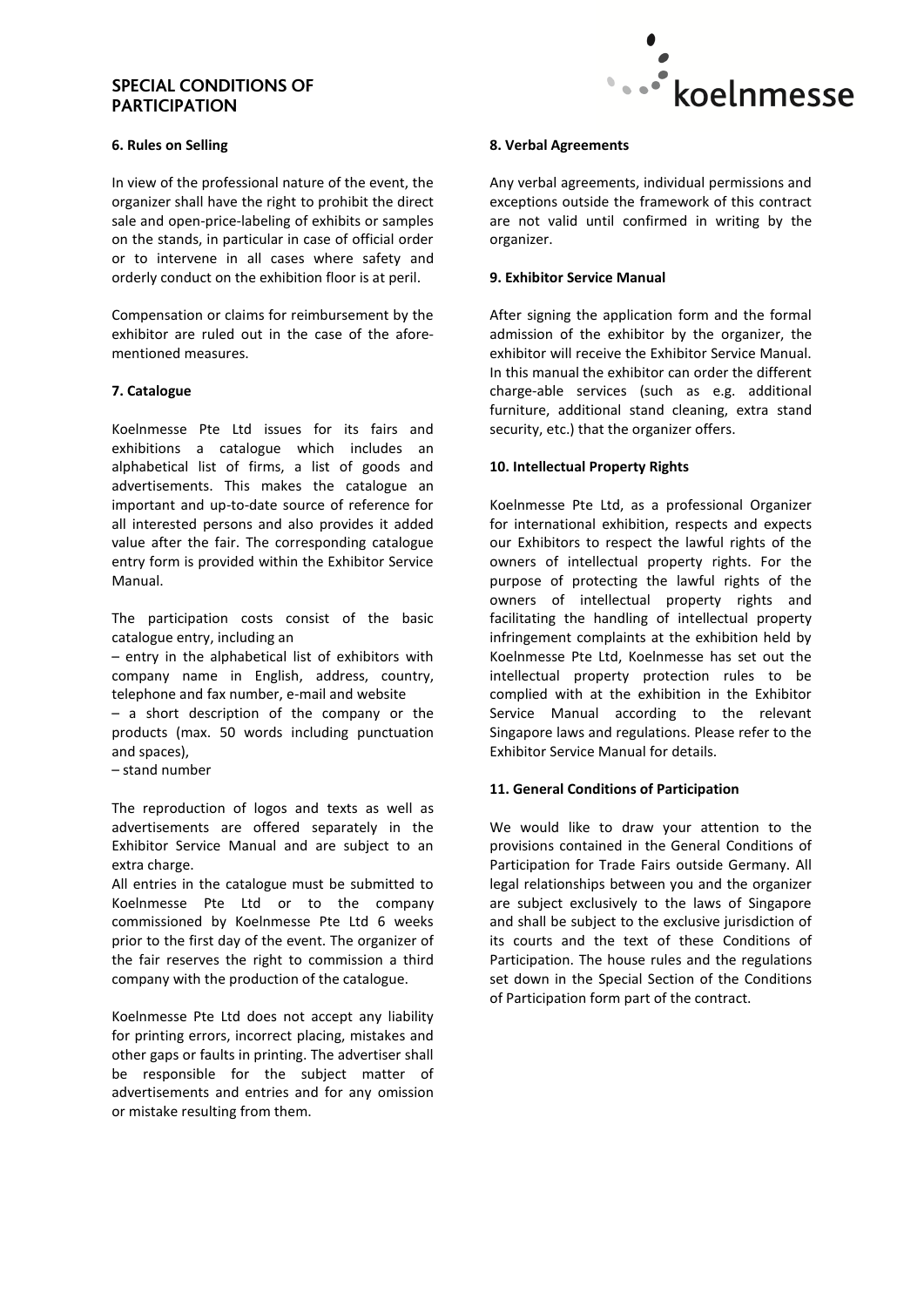# SPECIAL CONDITIONS OF PARTICIPATION

### 6. Rules on Selling

In view of the professional nature of the event, the organizer shall have the right to prohibit the direct sale and open-price-labeling of exhibits or samples on the stands, in particular in case of official order or to intervene in all cases where safety and orderly conduct on the exhibition floor is at peril.

Compensation or claims for reimbursement by the exhibitor are ruled out in the case of the aforementioned measures.

### 7. Catalogue

Koelnmesse Pte Ltd issues for its fairs and exhibitions a catalogue which includes an alphabetical list of firms, a list of goods and advertisements. This makes the catalogue an important and up-to-date source of reference for all interested persons and also provides it added value after the fair. The corresponding catalogue entry form is provided within the Exhibitor Service Manual.

The participation costs consist of the basic catalogue entry, including an

– entry in the alphabetical list of exhibitors with company name in English, address, country, telephone and fax number, e-mail and website

– a short description of the company or the products (max. 50 words including punctuation and spaces),

– stand number

The reproduction of logos and texts as well as advertisements are offered separately in the Exhibitor Service Manual and are subject to an extra charge.

All entries in the catalogue must be submitted to Koelnmesse Pte Ltd or to the company commissioned by Koelnmesse Pte Ltd 6 weeks prior to the first day of the event. The organizer of the fair reserves the right to commission a third company with the production of the catalogue.

Koelnmesse Pte Ltd does not accept any liability for printing errors, incorrect placing, mistakes and other gaps or faults in printing. The advertiser shall be responsible for the subject matter of advertisements and entries and for any omission or mistake resulting from them.

### 8. Verbal Agreements

Any verbal agreements, individual permissions and exceptions outside the framework of this contract are not valid until confirmed in writing by the organizer.

### 9. Exhibitor Service Manual

After signing the application form and the formal admission of the exhibitor by the organizer, the exhibitor will receive the Exhibitor Service Manual. In this manual the exhibitor can order the different charge-able services (such as e.g. additional furniture, additional stand cleaning, extra stand security, etc.) that the organizer offers.

### 10. Intellectual Property Rights

Koelnmesse Pte Ltd, as a professional Organizer for international exhibition, respects and expects our Exhibitors to respect the lawful rights of the owners of intellectual property rights. For the purpose of protecting the lawful rights of the owners of intellectual property rights and facilitating the handling of intellectual property infringement complaints at the exhibition held by Koelnmesse Pte Ltd, Koelnmesse has set out the intellectual property protection rules to be complied with at the exhibition in the Exhibitor Service Manual according to the relevant Singapore laws and regulations. Please refer to the Exhibitor Service Manual for details.

### 11. General Conditions of Participation

We would like to draw your attention to the provisions contained in the General Conditions of Participation for Trade Fairs outside Germany. All legal relationships between you and the organizer are subject exclusively to the laws of Singapore and shall be subject to the exclusive jurisdiction of its courts and the text of these Conditions of Participation. The house rules and the regulations set down in the Special Section of the Conditions of Participation form part of the contract.